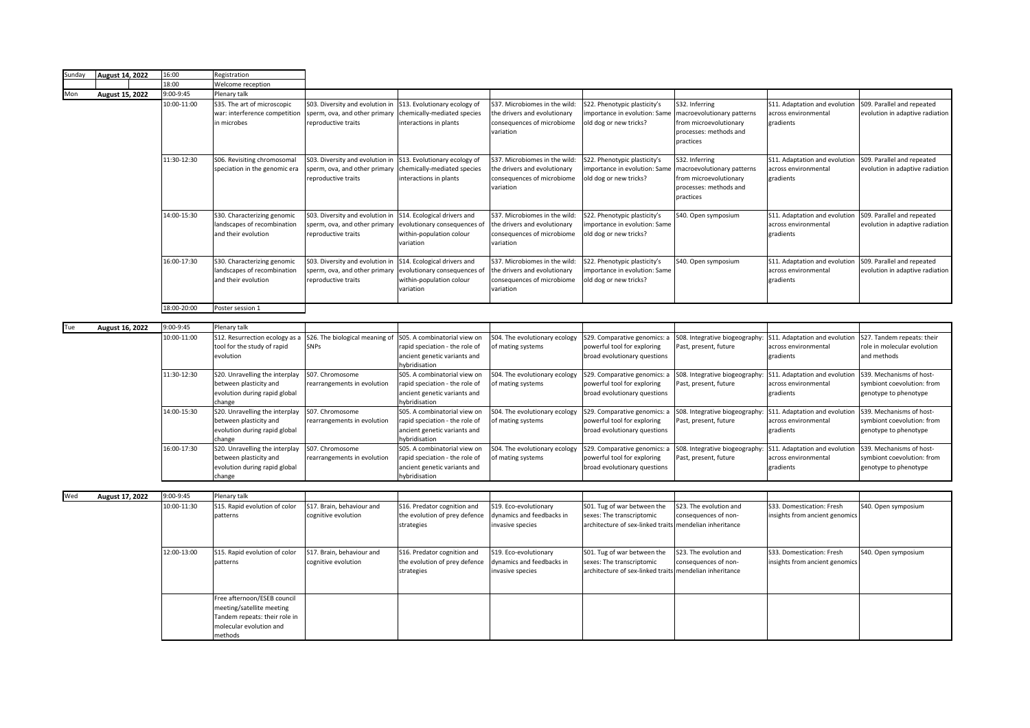| | | | | | | | | | | |
|---|---|---|---|---|---|---|---|---|---|---|
| Sunday | August 14, 2022 | 16:00 | Registration | | | | | | | |
| | | 18:00 | Welcome reception | | | | | | | |
| Mon | August 15, 2022 | 9:00-9:45 | Plenary talk | | | | | | | |
| | | 10:00-11:00 | S35. The art of microscopic war: interference competition in microbes | S03. Diversity and evolution in sperm, ova, and other primary reproductive traits | S13. Evolutionary ecology of chemically-mediated species interactions in plants | S37. Microbiomes in the wild: the drivers and evolutionary consequences of microbiome variation | S22. Phenotypic plasticity's importance in evolution: Same old dog or new tricks? | S32. Inferring macroevolutionary patterns from microevolutionary processes: methods and practices | S11. Adaptation and evolution across environmental gradients | S09. Parallel and repeated evolution in adaptive radiation |
| | | 11:30-12:30 | S06. Revisiting chromosomal speciation in the genomic era | S03. Diversity and evolution in sperm, ova, and other primary reproductive traits | S13. Evolutionary ecology of chemically-mediated species interactions in plants | S37. Microbiomes in the wild: the drivers and evolutionary consequences of microbiome variation | S22. Phenotypic plasticity's importance in evolution: Same old dog or new tricks? | S32. Inferring macroevolutionary patterns from microevolutionary processes: methods and practices | S11. Adaptation and evolution across environmental gradients | S09. Parallel and repeated evolution in adaptive radiation |
| | | 14:00-15:30 | S30. Characterizing genomic landscapes of recombination and their evolution | S03. Diversity and evolution in sperm, ova, and other primary reproductive traits | S14. Ecological drivers and evolutionary consequences of within-population colour variation | S37. Microbiomes in the wild: the drivers and evolutionary consequences of microbiome variation | S22. Phenotypic plasticity's importance in evolution: Same old dog or new tricks? | S40. Open symposium | S11. Adaptation and evolution across environmental gradients | S09. Parallel and repeated evolution in adaptive radiation |
| | | 16:00-17:30 | S30. Characterizing genomic landscapes of recombination and their evolution | S03. Diversity and evolution in sperm, ova, and other primary reproductive traits | S14. Ecological drivers and evolutionary consequences of within-population colour variation | S37. Microbiomes in the wild: the drivers and evolutionary consequences of microbiome variation | S22. Phenotypic plasticity's importance in evolution: Same old dog or new tricks? | S40. Open symposium | S11. Adaptation and evolution across environmental gradients | S09. Parallel and repeated evolution in adaptive radiation |
| | | 18:00-20:00 | Poster session 1 | | | | | | | |
| Tue | August 16, 2022 | 9:00-9:45 | Plenary talk | | | | | | | |
| | | 10:00-11:00 | S12. Resurrection ecology as a tool for the study of rapid evolution | S26. The biological meaning of SNPs | S05. A combinatorial view on rapid speciation - the role of ancient genetic variants and hybridisation | S04. The evolutionary ecology of mating systems | S29. Comparative genomics: a powerful tool for exploring broad evolutionary questions | S08. Integrative biogeography: Past, present, future | S11. Adaptation and evolution across environmental gradients | S27. Tandem repeats: their role in molecular evolution and methods |
| | | 11:30-12:30 | S20. Unravelling the interplay between plasticity and evolution during rapid global change | S07. Chromosome rearrangements in evolution | S05. A combinatorial view on rapid speciation - the role of ancient genetic variants and hybridisation | S04. The evolutionary ecology of mating systems | S29. Comparative genomics: a powerful tool for exploring broad evolutionary questions | S08. Integrative biogeography: Past, present, future | S11. Adaptation and evolution across environmental gradients | S39. Mechanisms of host-symbiont coevolution: from genotype to phenotype |
| | | 14:00-15:30 | S20. Unravelling the interplay between plasticity and evolution during rapid global change | S07. Chromosome rearrangements in evolution | S05. A combinatorial view on rapid speciation - the role of ancient genetic variants and hybridisation | S04. The evolutionary ecology of mating systems | S29. Comparative genomics: a powerful tool for exploring broad evolutionary questions | S08. Integrative biogeography: Past, present, future | S11. Adaptation and evolution across environmental gradients | S39. Mechanisms of host-symbiont coevolution: from genotype to phenotype |
| | | 16:00-17:30 | S20. Unravelling the interplay between plasticity and evolution during rapid global change | S07. Chromosome rearrangements in evolution | S05. A combinatorial view on rapid speciation - the role of ancient genetic variants and hybridisation | S04. The evolutionary ecology of mating systems | S29. Comparative genomics: a powerful tool for exploring broad evolutionary questions | S08. Integrative biogeography: Past, present, future | S11. Adaptation and evolution across environmental gradients | S39. Mechanisms of host-symbiont coevolution: from genotype to phenotype |
| Wed | August 17, 2022 | 9:00-9:45 | Plenary talk | | | | | | | |
| | | 10:00-11:30 | S15. Rapid evolution of color patterns | S17. Brain, behaviour and cognitive evolution | S16. Predator cognition and the evolution of prey defence strategies | S19. Eco-evolutionary dynamics and feedbacks in invasive species | S01. Tug of war between the sexes: The transcriptomic architecture of sex-linked traits | S23. The evolution and consequences of non-mendelian inheritance | S33. Domestication: Fresh insights from ancient genomics | S40. Open symposium |
| | | 12:00-13:00 | S15. Rapid evolution of color patterns | S17. Brain, behaviour and cognitive evolution | S16. Predator cognition and the evolution of prey defence strategies | S19. Eco-evolutionary dynamics and feedbacks in invasive species | S01. Tug of war between the sexes: The transcriptomic architecture of sex-linked traits | S23. The evolution and consequences of non-mendelian inheritance | S33. Domestication: Fresh insights from ancient genomics | S40. Open symposium |
| | | | Free afternoon/ESEB council meeting/satellite meeting Tandem repeats: their role in molecular evolution and methods | | | | | | | |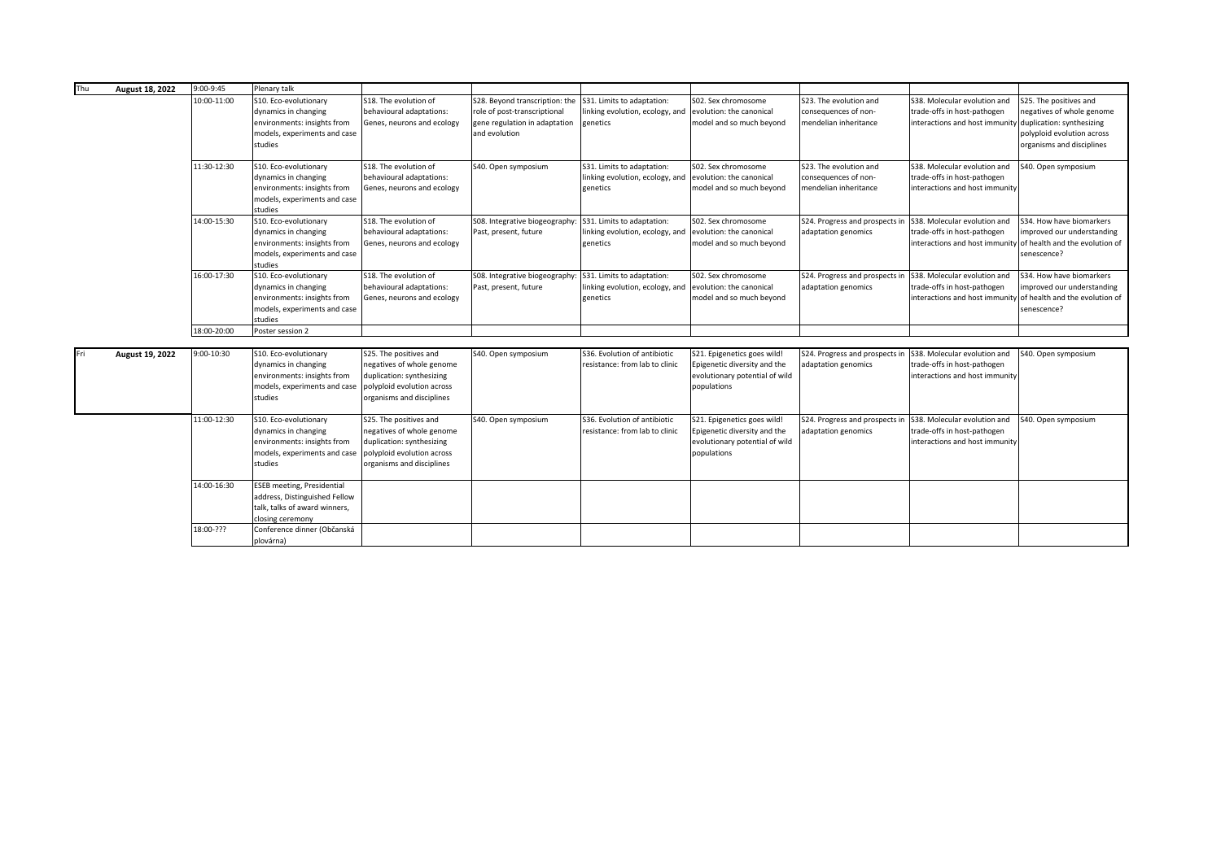| | | | | | | | | | | |
|---|---|---|---|---|---|---|---|---|---|---|
| Thu | August 18, 2022 | 9:00-9:45 | Plenary talk | | | | | | | |
| | | 10:00-11:00 | S10. Eco-evolutionary dynamics in changing environments: insights from models, experiments and case studies | S18. The evolution of behavioural adaptations: Genes, neurons and ecology | S28. Beyond transcription: the role of post-transcriptional gene regulation in adaptation and evolution | S31. Limits to adaptation: linking evolution, ecology, and genetics | S02. Sex chromosome evolution: the canonical model and so much beyond | S23. The evolution and consequences of non-mendelian inheritance | S38. Molecular evolution and trade-offs in host-pathogen interactions and host immunity | S25. The positives and negatives of whole genome duplication: synthesizing polyploid evolution across organisms and disciplines |
| | | 11:30-12:30 | S10. Eco-evolutionary dynamics in changing environments: insights from models, experiments and case studies | S18. The evolution of behavioural adaptations: Genes, neurons and ecology | S40. Open symposium | S31. Limits to adaptation: linking evolution, ecology, and genetics | S02. Sex chromosome evolution: the canonical model and so much beyond | S23. The evolution and consequences of non-mendelian inheritance | S38. Molecular evolution and trade-offs in host-pathogen interactions and host immunity | S40. Open symposium |
| | | 14:00-15:30 | S10. Eco-evolutionary dynamics in changing environments: insights from models, experiments and case studies | S18. The evolution of behavioural adaptations: Genes, neurons and ecology | S08. Integrative biogeography: Past, present, future | S31. Limits to adaptation: linking evolution, ecology, and genetics | S02. Sex chromosome evolution: the canonical model and so much beyond | S24. Progress and prospects in adaptation genomics | S38. Molecular evolution and trade-offs in host-pathogen interactions and host immunity | S34. How have biomarkers improved our understanding of health and the evolution of senescence? |
| | | 16:00-17:30 | S10. Eco-evolutionary dynamics in changing environments: insights from models, experiments and case studies | S18. The evolution of behavioural adaptations: Genes, neurons and ecology | S08. Integrative biogeography: Past, present, future | S31. Limits to adaptation: linking evolution, ecology, and genetics | S02. Sex chromosome evolution: the canonical model and so much beyond | S24. Progress and prospects in adaptation genomics | S38. Molecular evolution and trade-offs in host-pathogen interactions and host immunity | S34. How have biomarkers improved our understanding of health and the evolution of senescence? |
| | | 18:00-20:00 | Poster session 2 | | | | | | | |

| | | | | | | | | | | |
|---|---|---|---|---|---|---|---|---|---|---|
| Fri | August 19, 2022 | 9:00-10:30 | S10. Eco-evolutionary dynamics in changing environments: insights from models, experiments and case studies | S25. The positives and negatives of whole genome duplication: synthesizing polyploid evolution across organisms and disciplines | S40. Open symposium | S36. Evolution of antibiotic resistance: from lab to clinic | S21. Epigenetics goes wild! Epigenetic diversity and the evolutionary potential of wild populations | S24. Progress and prospects in adaptation genomics | S38. Molecular evolution and trade-offs in host-pathogen interactions and host immunity | S40. Open symposium |
| | | 11:00-12:30 | S10. Eco-evolutionary dynamics in changing environments: insights from models, experiments and case studies | S25. The positives and negatives of whole genome duplication: synthesizing polyploid evolution across organisms and disciplines | S40. Open symposium | S36. Evolution of antibiotic resistance: from lab to clinic | S21. Epigenetics goes wild! Epigenetic diversity and the evolutionary potential of wild populations | S24. Progress and prospects in adaptation genomics | S38. Molecular evolution and trade-offs in host-pathogen interactions and host immunity | S40. Open symposium |
| | | 14:00-16:30 | ESEB meeting, Presidential address, Distinguished Fellow talk, talks of award winners, closing ceremony | | | | | | | |
| | | 18:00-??? | Conference dinner (Občanská plovárna) | | | | | | | |